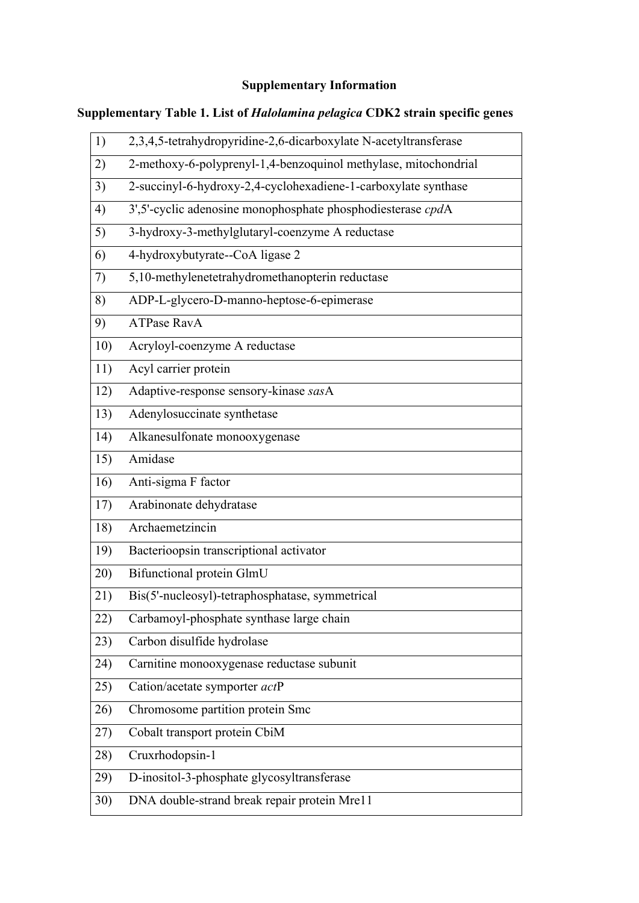# Supplementary Information

## Supplementary Table 1. List of *Halolamina pelagica* CDK2 strain specific genes

| | |
|---|---|
| 1) | 2,3,4,5-tetrahydropyridine-2,6-dicarboxylate N-acetyltransferase |
| 2) | 2-methoxy-6-polyprenyl-1,4-benzoquinol methylase, mitochondrial |
| 3) | 2-succinyl-6-hydroxy-2,4-cyclohexadiene-1-carboxylate synthase |
| 4) | 3',5'-cyclic adenosine monophosphate phosphodiesterase *cpd*A |
| 5) | 3-hydroxy-3-methylglutaryl-coenzyme A reductase |
| 6) | 4-hydroxybutyrate--CoA ligase 2 |
| 7) | 5,10-methylenetetrahydromethanopterin reductase |
| 8) | ADP-L-glycero-D-manno-heptose-6-epimerase |
| 9) | ATPase RavA |
| 10) | Acryloyl-coenzyme A reductase |
| 11) | Acyl carrier protein |
| 12) | Adaptive-response sensory-kinase *sas*A |
| 13) | Adenylosuccinate synthetase |
| 14) | Alkanesulfonate monooxygenase |
| 15) | Amidase |
| 16) | Anti-sigma F factor |
| 17) | Arabinonate dehydratase |
| 18) | Archaemetzincin |
| 19) | Bacterioopsin transcriptional activator |
| 20) | Bifunctional protein GlmU |
| 21) | Bis(5'-nucleosyl)-tetraphosphatase, symmetrical |
| 22) | Carbamoyl-phosphate synthase large chain |
| 23) | Carbon disulfide hydrolase |
| 24) | Carnitine monooxygenase reductase subunit |
| 25) | Cation/acetate symporter *act*P |
| 26) | Chromosome partition protein Smc |
| 27) | Cobalt transport protein CbiM |
| 28) | Cruxrhodopsin-1 |
| 29) | D-inositol-3-phosphate glycosyltransferase |
| 30) | DNA double-strand break repair protein Mre11 |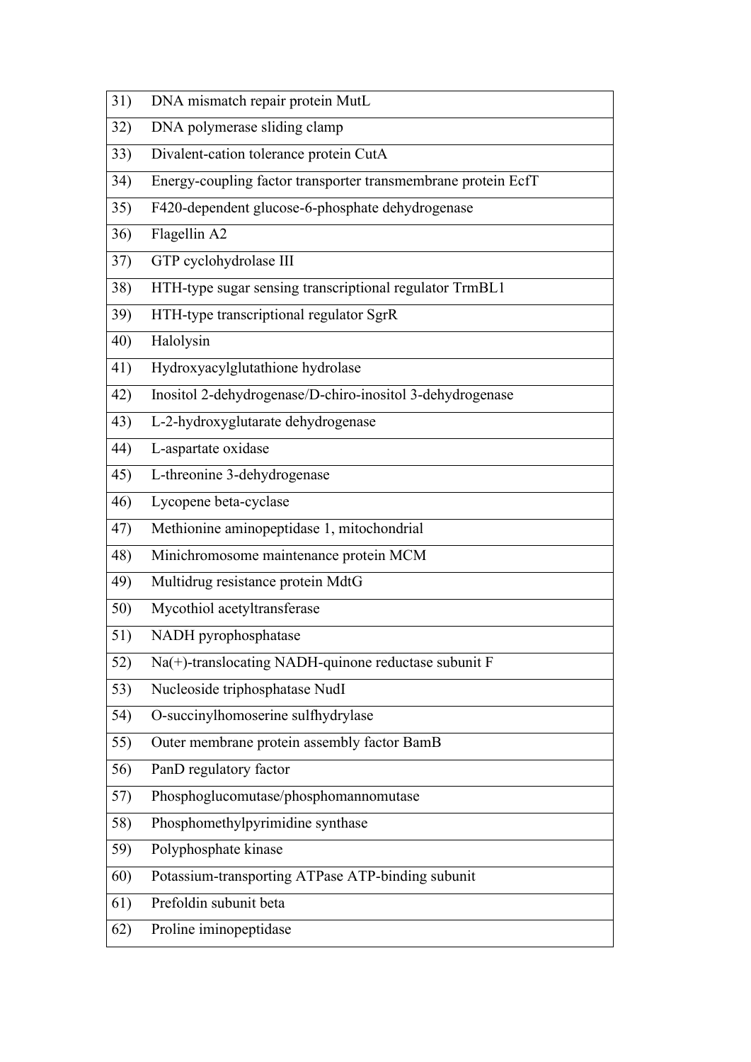| | |
|---|---|
| 31) | DNA mismatch repair protein MutL |
| 32) | DNA polymerase sliding clamp |
| 33) | Divalent-cation tolerance protein CutA |
| 34) | Energy-coupling factor transporter transmembrane protein EcfT |
| 35) | F420-dependent glucose-6-phosphate dehydrogenase |
| 36) | Flagellin A2 |
| 37) | GTP cyclohydrolase III |
| 38) | HTH-type sugar sensing transcriptional regulator TrmBL1 |
| 39) | HTH-type transcriptional regulator SgrR |
| 40) | Halolysin |
| 41) | Hydroxyacylglutathione hydrolase |
| 42) | Inositol 2-dehydrogenase/D-chiro-inositol 3-dehydrogenase |
| 43) | L-2-hydroxyglutarate dehydrogenase |
| 44) | L-aspartate oxidase |
| 45) | L-threonine 3-dehydrogenase |
| 46) | Lycopene beta-cyclase |
| 47) | Methionine aminopeptidase 1, mitochondrial |
| 48) | Minichromosome maintenance protein MCM |
| 49) | Multidrug resistance protein MdtG |
| 50) | Mycothiol acetyltransferase |
| 51) | NADH pyrophosphatase |
| 52) | Na(+)-translocating NADH-quinone reductase subunit F |
| 53) | Nucleoside triphosphatase NudI |
| 54) | O-succinylhomoserine sulfhydrylase |
| 55) | Outer membrane protein assembly factor BamB |
| 56) | PanD regulatory factor |
| 57) | Phosphoglucomutase/phosphomannomutase |
| 58) | Phosphomethylpyrimidine synthase |
| 59) | Polyphosphate kinase |
| 60) | Potassium-transporting ATPase ATP-binding subunit |
| 61) | Prefoldin subunit beta |
| 62) | Proline iminopeptidase |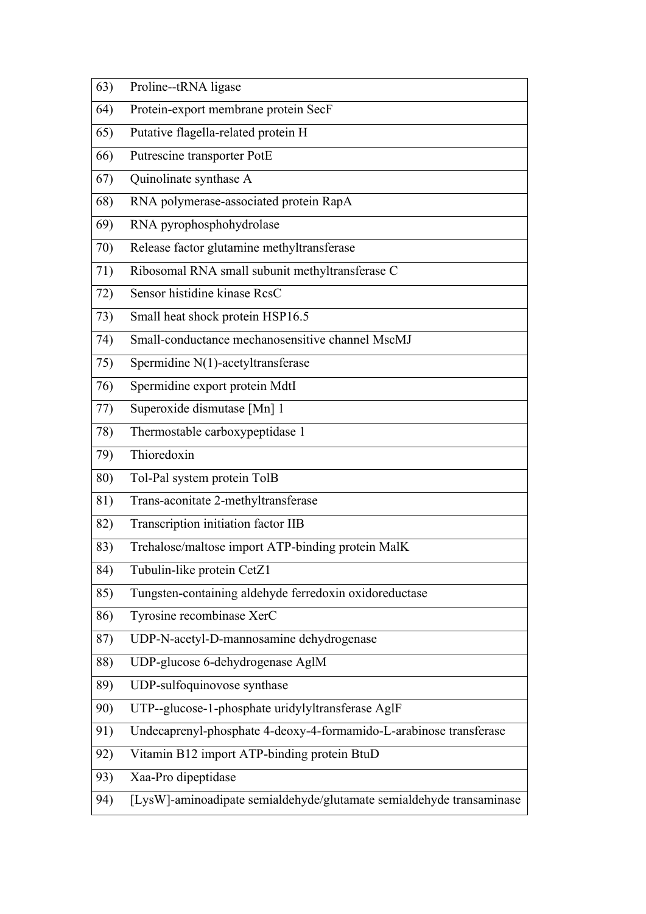| | |
|---|---|
| 63) | Proline--tRNA ligase |
| 64) | Protein-export membrane protein SecF |
| 65) | Putative flagella-related protein H |
| 66) | Putrescine transporter PotE |
| 67) | Quinolinate synthase A |
| 68) | RNA polymerase-associated protein RapA |
| 69) | RNA pyrophosphohydrolase |
| 70) | Release factor glutamine methyltransferase |
| 71) | Ribosomal RNA small subunit methyltransferase C |
| 72) | Sensor histidine kinase RcsC |
| 73) | Small heat shock protein HSP16.5 |
| 74) | Small-conductance mechanosensitive channel MscMJ |
| 75) | Spermidine N(1)-acetyltransferase |
| 76) | Spermidine export protein MdtI |
| 77) | Superoxide dismutase [Mn] 1 |
| 78) | Thermostable carboxypeptidase 1 |
| 79) | Thioredoxin |
| 80) | Tol-Pal system protein TolB |
| 81) | Trans-aconitate 2-methyltransferase |
| 82) | Transcription initiation factor IIB |
| 83) | Trehalose/maltose import ATP-binding protein MalK |
| 84) | Tubulin-like protein CetZ1 |
| 85) | Tungsten-containing aldehyde ferredoxin oxidoreductase |
| 86) | Tyrosine recombinase XerC |
| 87) | UDP-N-acetyl-D-mannosamine dehydrogenase |
| 88) | UDP-glucose 6-dehydrogenase AglM |
| 89) | UDP-sulfoquinovose synthase |
| 90) | UTP--glucose-1-phosphate uridylyltransferase AglF |
| 91) | Undecaprenyl-phosphate 4-deoxy-4-formamido-L-arabinose transferase |
| 92) | Vitamin B12 import ATP-binding protein BtuD |
| 93) | Xaa-Pro dipeptidase |
| 94) | [LysW]-aminoadipate semialdehyde/glutamate semialdehyde transaminase |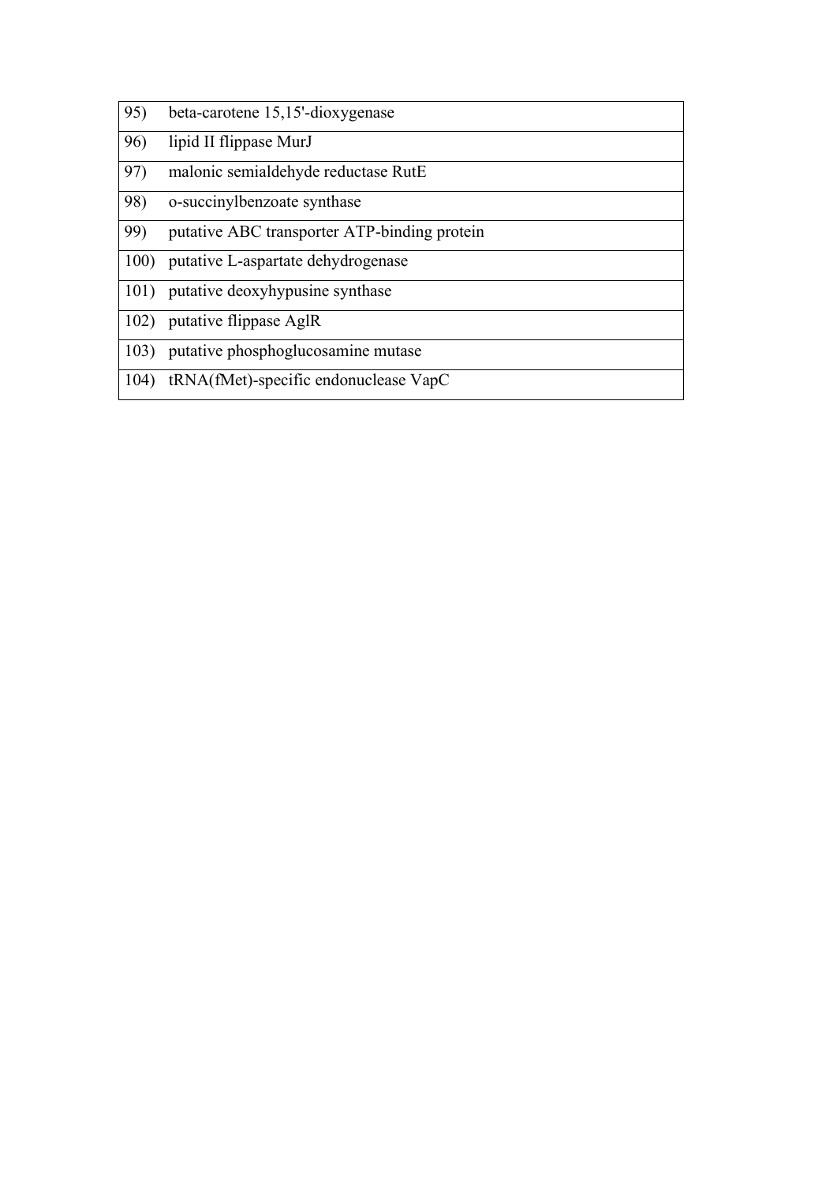| | |
|---|---|
| 95) | beta-carotene 15,15'-dioxygenase |
| 96) | lipid II flippase MurJ |
| 97) | malonic semialdehyde reductase RutE |
| 98) | o-succinylbenzoate synthase |
| 99) | putative ABC transporter ATP-binding protein |
| 100) | putative L-aspartate dehydrogenase |
| 101) | putative deoxyhypusine synthase |
| 102) | putative flippase AglR |
| 103) | putative phosphoglucosamine mutase |
| 104) | tRNA(fMet)-specific endonuclease VapC |